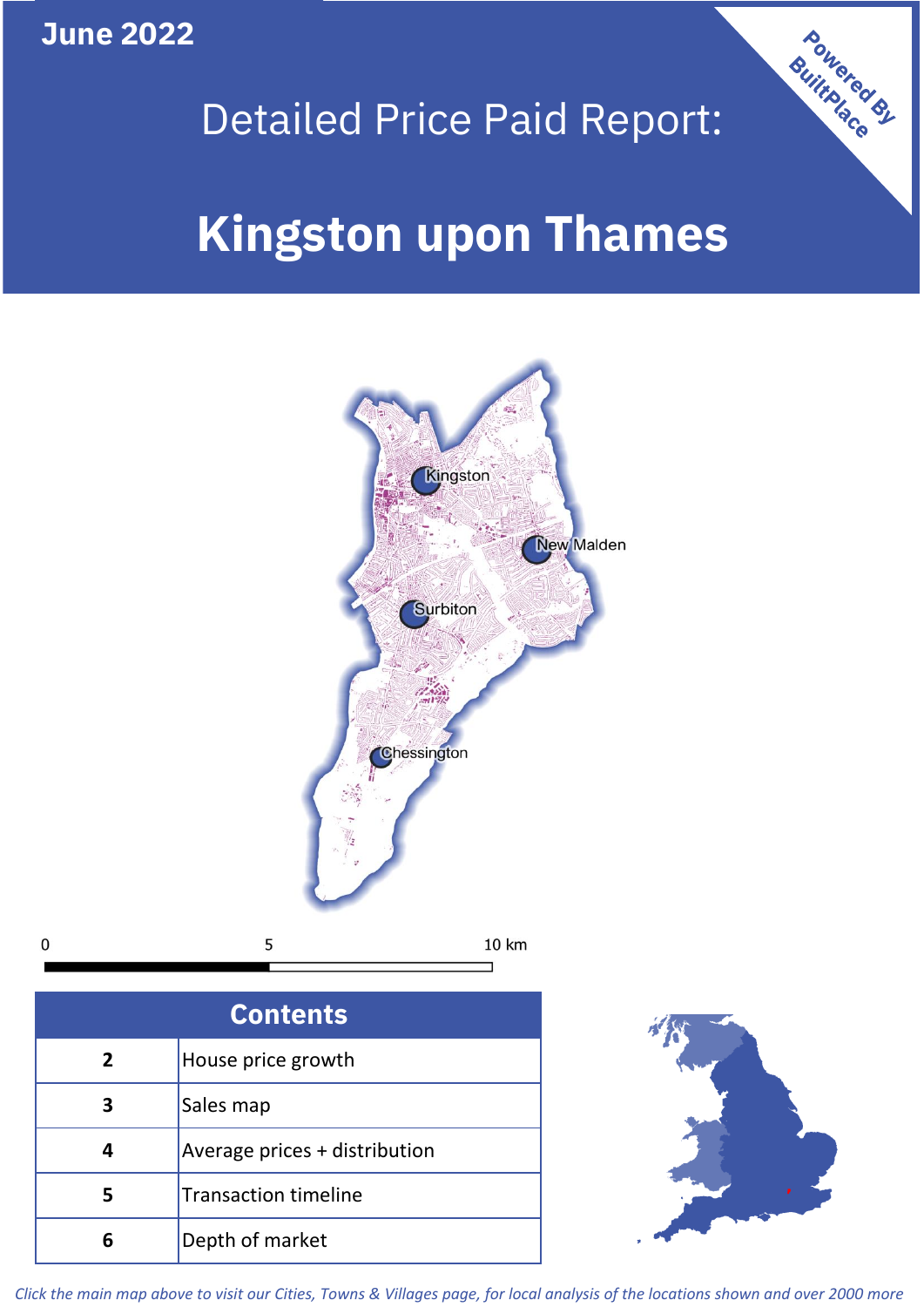June 2022

# Detailed Price Paid Report:

# Kingston upon Thames

Powered By BuiltPlace

Kingston

New Malden

Surbiton

Chessington

0 5 10 km

| Contents | |
|---|---|
| 2 | House price growth |
| 3 | Sales map |
| 4 | Average prices + distribution |
| 5 | Transaction timeline |
| 6 | Depth of market |

*Click the main map above to visit our Cities, Towns & Villages page, for local analysis of the locations shown and over 2000 more*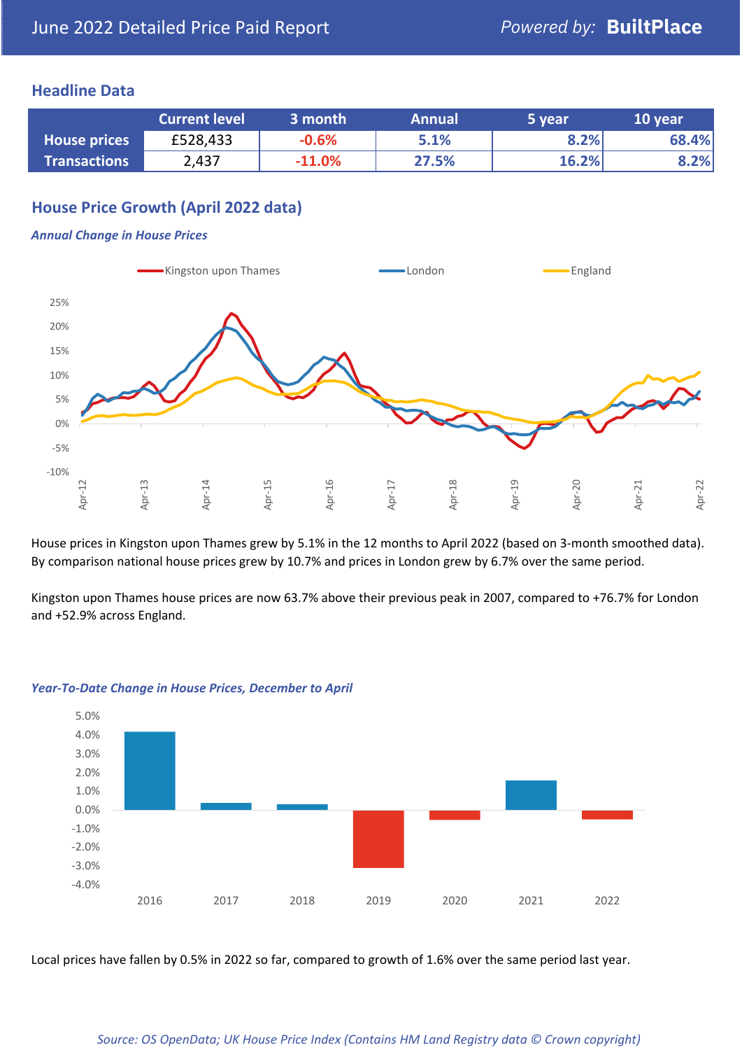# June 2022 Detailed Price Paid Report

*Powered by:* **BuiltPlace**

## Headline Data

| | Current level | 3 month | Annual | 5 year | 10 year |
|---|---|---|---|---|---|
| **House prices** | £528,433 | -0.6% | 5.1% | 8.2% | 68.4% |
| **Transactions** | 2,437 | -11.0% | 27.5% | 16.2% | 8.2% |

## House Price Growth (April 2022 data)

### *Annual Change in House Prices*

House prices in Kingston upon Thames grew by 5.1% in the 12 months to April 2022 (based on 3-month smoothed data). By comparison national house prices grew by 10.7% and prices in London grew by 6.7% over the same period.

Kingston upon Thames house prices are now 63.7% above their previous peak in 2007, compared to +76.7% for London and +52.9% across England.

### *Year-To-Date Change in House Prices, December to April*

Local prices have fallen by 0.5% in 2022 so far, compared to growth of 1.6% over the same period last year.

*Source: OS OpenData; UK House Price Index (Contains HM Land Registry data © Crown copyright)*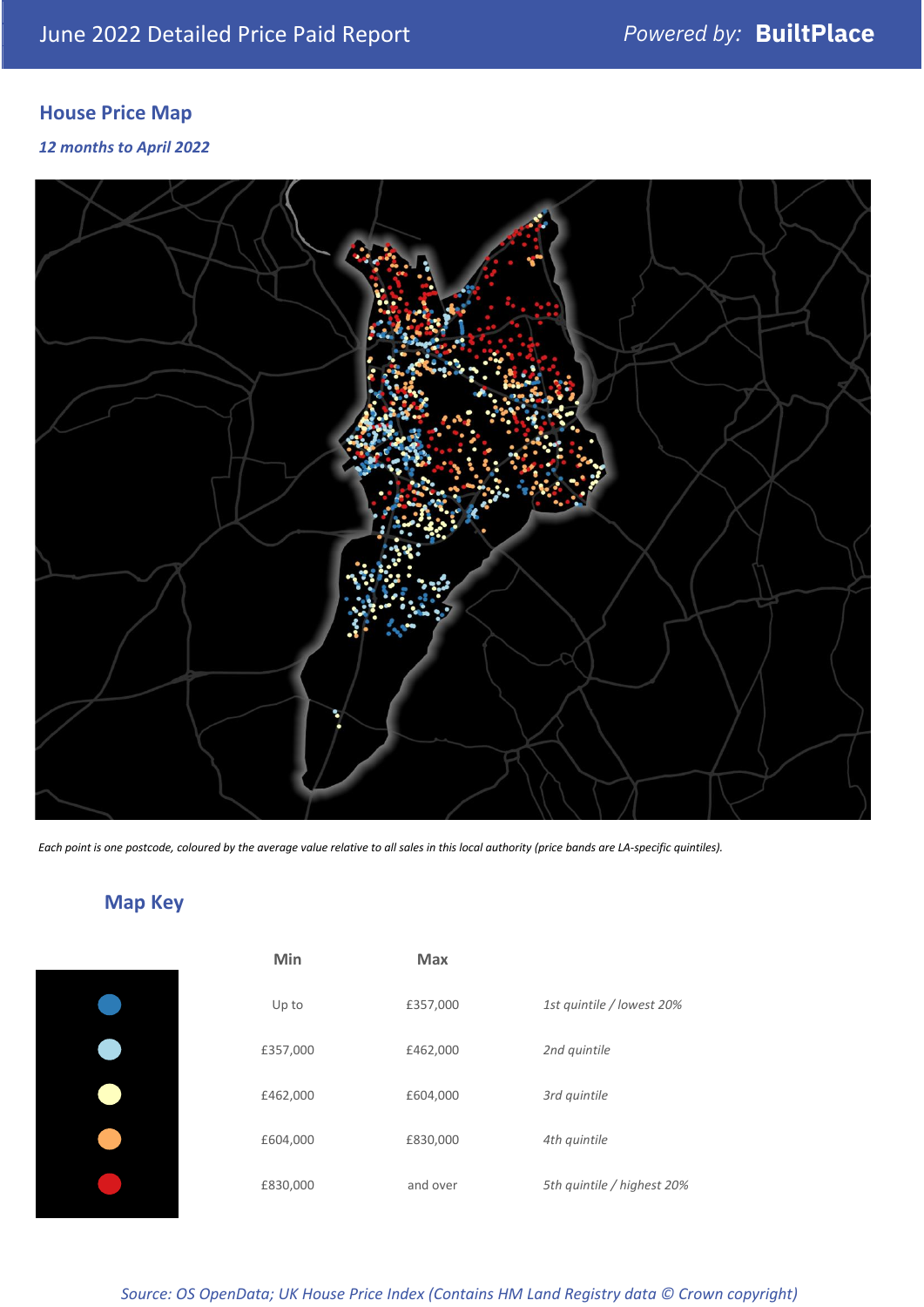## House Price Map

*12 months to April 2022*

*Each point is one postcode, coloured by the average value relative to all sales in this local authority (price bands are LA-specific quintiles).*

## Map Key

| | Min | Max | |
|---|---|---|---|
| | Up to | £357,000 | *1st quintile / lowest 20%* |
| | £357,000 | £462,000 | *2nd quintile* |
| | £462,000 | £604,000 | *3rd quintile* |
| | £604,000 | £830,000 | *4th quintile* |
| | £830,000 | and over | *5th quintile / highest 20%* |

*Source: OS OpenData; UK House Price Index (Contains HM Land Registry data © Crown copyright)*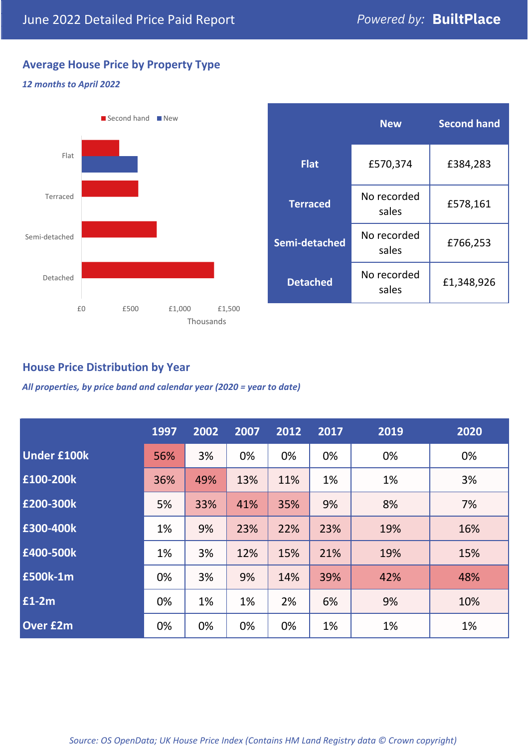June 2022 Detailed Price Paid Report

*Powered by:* **BuiltPlace**

## Average House Price by Property Type

***12 months to April 2022***

Second hand | New

Flat
Terraced
Semi-detached
Detached

£0 £500 £1,000 £1,500
Thousands

| | New | Second hand |
|---|---|---|
| **Flat** | £570,374 | £384,283 |
| **Terraced** | No recorded sales | £578,161 |
| **Semi-detached** | No recorded sales | £766,253 |
| **Detached** | No recorded sales | £1,348,926 |

## House Price Distribution by Year

***All properties, by price band and calendar year (2020 = year to date)***

| | 1997 | 2002 | 2007 | 2012 | 2017 | 2019 | 2020 |
|---|---|---|---|---|---|---|---|
| **Under £100k** | 56% | 3% | 0% | 0% | 0% | 0% | 0% |
| **£100-200k** | 36% | 49% | 13% | 11% | 1% | 1% | 3% |
| **£200-300k** | 5% | 33% | 41% | 35% | 9% | 8% | 7% |
| **£300-400k** | 1% | 9% | 23% | 22% | 23% | 19% | 16% |
| **£400-500k** | 1% | 3% | 12% | 15% | 21% | 19% | 15% |
| **£500k-1m** | 0% | 3% | 9% | 14% | 39% | 42% | 48% |
| **£1-2m** | 0% | 1% | 1% | 2% | 6% | 9% | 10% |
| **Over £2m** | 0% | 0% | 0% | 0% | 1% | 1% | 1% |

*Source: OS OpenData; UK House Price Index (Contains HM Land Registry data © Crown copyright)*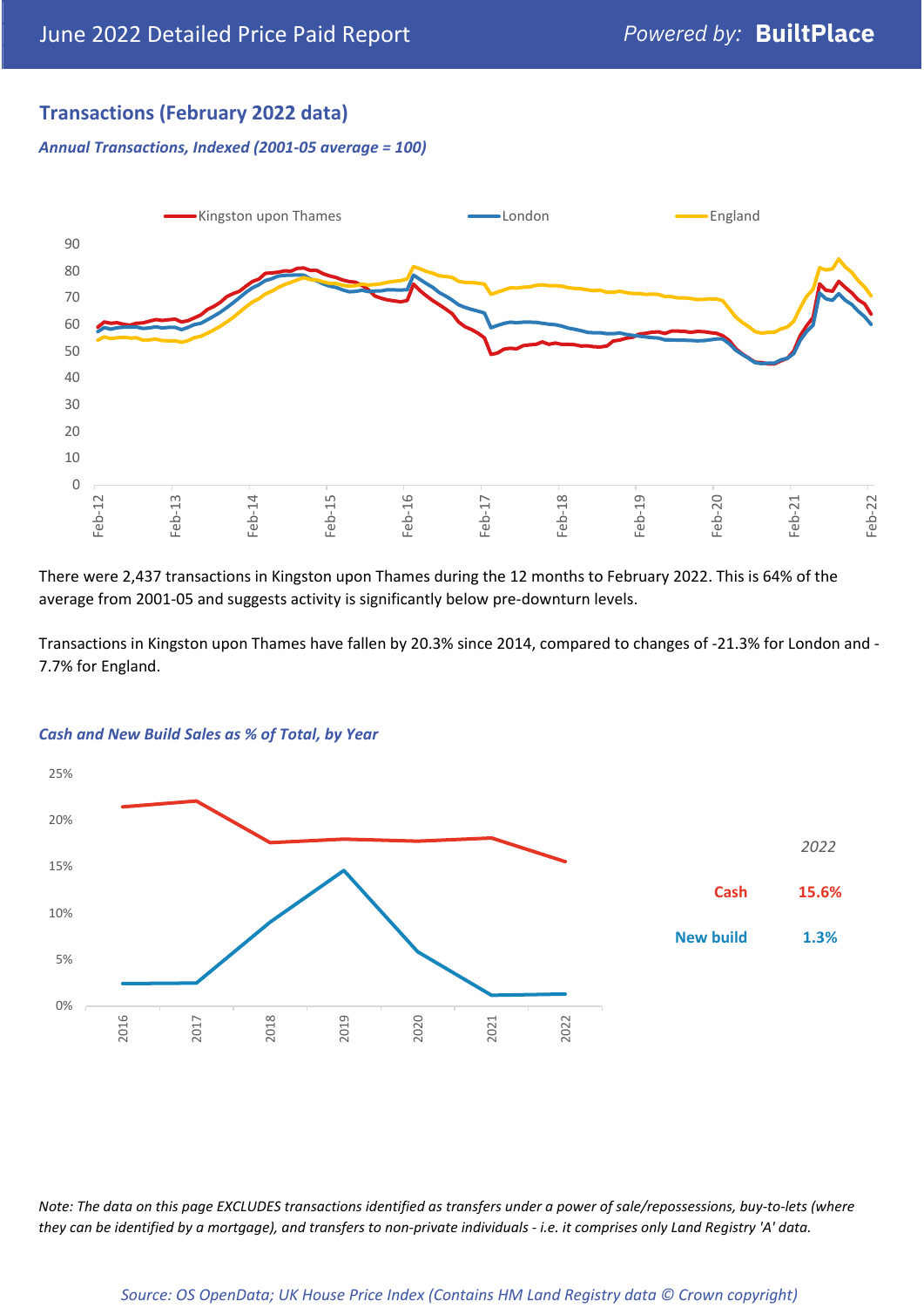## Transactions (February 2022 data)

*Annual Transactions, Indexed (2001-05 average = 100)*

There were 2,437 transactions in Kingston upon Thames during the 12 months to February 2022. This is 64% of the average from 2001-05 and suggests activity is significantly below pre-downturn levels.

Transactions in Kingston upon Thames have fallen by 20.3% since 2014, compared to changes of -21.3% for London and -7.7% for England.

*Cash and New Build Sales as % of Total, by Year*

| *2022* | |
|---|---|
| Cash | 15.6% |
| New build | 1.3% |

*Note: The data on this page EXCLUDES transactions identified as transfers under a power of sale/repossessions, buy-to-lets (where they can be identified by a mortgage), and transfers to non-private individuals - i.e. it comprises only Land Registry 'A' data.*

*Source: OS OpenData; UK House Price Index (Contains HM Land Registry data © Crown copyright)*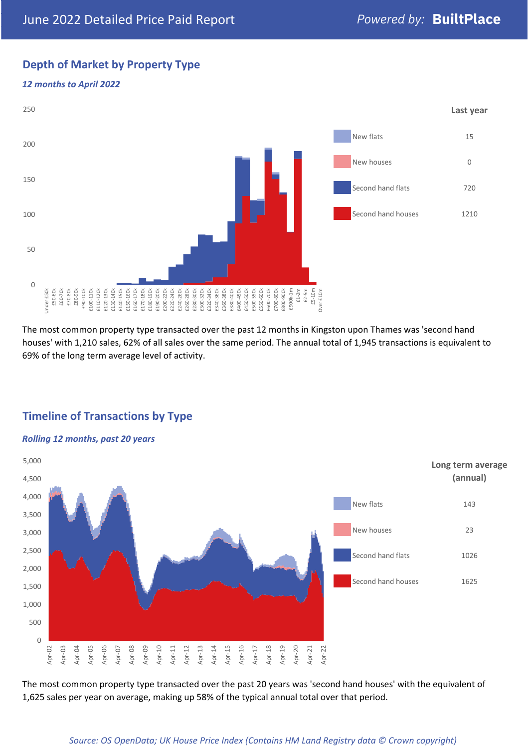## Depth of Market by Property Type

*12 months to April 2022*

250
200
150
100
50
0

Under £50k, £50-60k, £60-70k, £70-80k, £80-90k, £90-100k, £100-110k, £110-120k, £120-130k, £130-140k, £140-150k, £150-160k, £160-170k, £170-180k, £180-190k, £190-200k, £200-220k, £220-240k, £240-260k, £260-280k, £280-300k, £300-320k, £320-340k, £340-360k, £360-380k, £380-400k, £400-450k, £450-500k, £500-550k, £550-600k, £600-700k, £700-800k, £800-900k, £900k-1m, £1-2m, £2-5m, £5-10m, Over £10m

Last year

New flats 15

New houses 0

Second hand flats 720

Second hand houses 1210

The most common property type transacted over the past 12 months in Kingston upon Thames was 'second hand houses' with 1,210 sales, 62% of all sales over the same period. The annual total of 1,945 transactions is equivalent to 69% of the long term average level of activity.

## Timeline of Transactions by Type

*Rolling 12 months, past 20 years*

5,000
4,500
4,000
3,500
3,000
2,500
2,000
1,500
1,000
500
0

Apr-02, Apr-03, Apr-04, Apr-05, Apr-06, Apr-07, Apr-08, Apr-09, Apr-10, Apr-11, Apr-12, Apr-13, Apr-14, Apr-15, Apr-16, Apr-17, Apr-18, Apr-19, Apr-20, Apr-21, Apr-22

Long term average (annual)

New flats 143

New houses 23

Second hand flats 1026

Second hand houses 1625

The most common property type transacted over the past 20 years was 'second hand houses' with the equivalent of 1,625 sales per year on average, making up 58% of the typical annual total over that period.

*Source: OS OpenData; UK House Price Index (Contains HM Land Registry data © Crown copyright)*